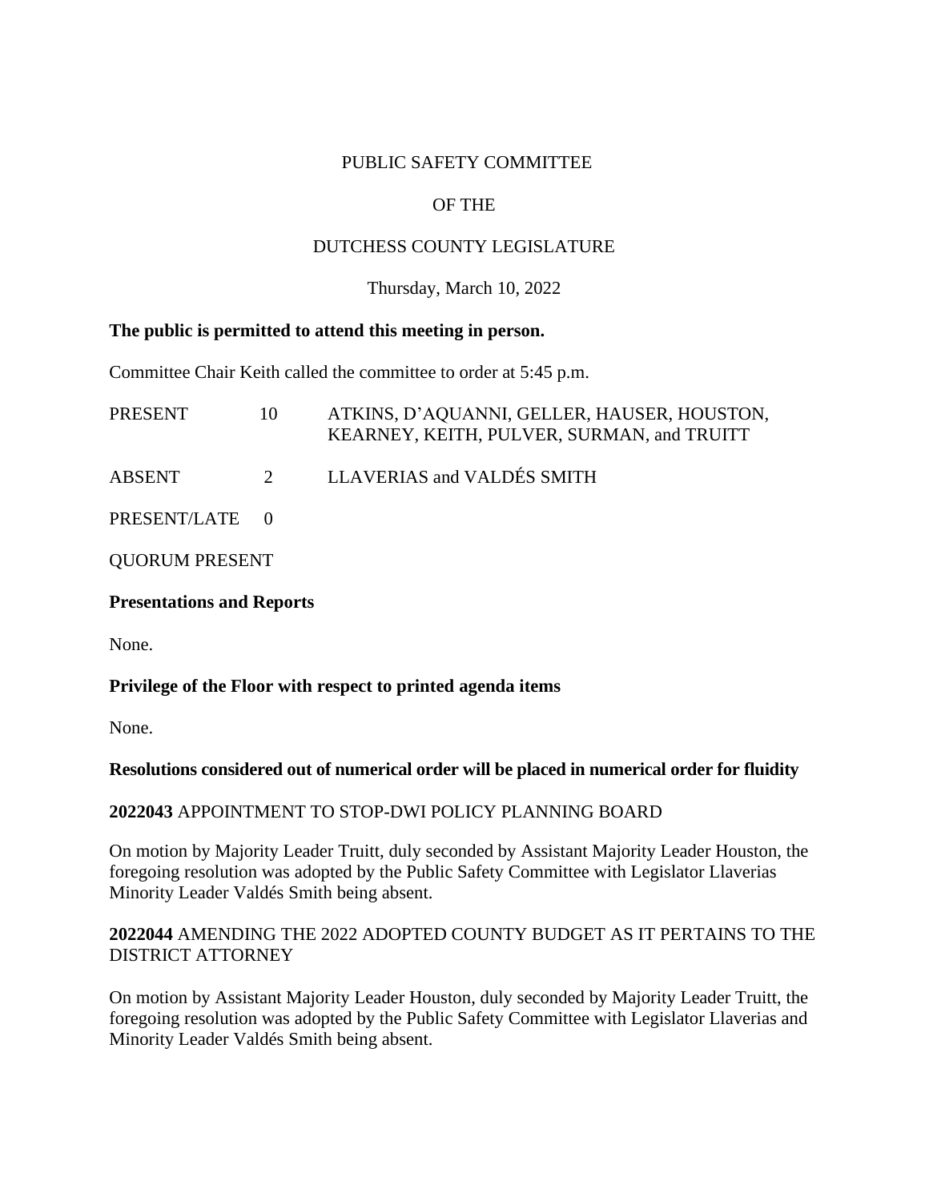PUBLIC SAFETY COMMITTEE

OF THE

DUTCHESS COUNTY LEGISLATURE

Thursday, March 10, 2022

**The public is permitted to attend this meeting in person.**

Committee Chair Keith called the committee to order at 5:45 p.m.

| | | |
|---|---|---|
| PRESENT | 10 | ATKINS, D'AQUANNI, GELLER, HAUSER, HOUSTON, KEARNEY, KEITH, PULVER, SURMAN, and TRUITT |
| ABSENT | 2 | LLAVERIAS and VALDÉS SMITH |
| PRESENT/LATE | 0 | |

QUORUM PRESENT

**Presentations and Reports**

None.

**Privilege of the Floor with respect to printed agenda items**

None.

**Resolutions considered out of numerical order will be placed in numerical order for fluidity**

**2022043** APPOINTMENT TO STOP-DWI POLICY PLANNING BOARD

On motion by Majority Leader Truitt, duly seconded by Assistant Majority Leader Houston, the foregoing resolution was adopted by the Public Safety Committee with Legislator Llaverias Minority Leader Valdés Smith being absent.

**2022044** AMENDING THE 2022 ADOPTED COUNTY BUDGET AS IT PERTAINS TO THE DISTRICT ATTORNEY

On motion by Assistant Majority Leader Houston, duly seconded by Majority Leader Truitt, the foregoing resolution was adopted by the Public Safety Committee with Legislator Llaverias and Minority Leader Valdés Smith being absent.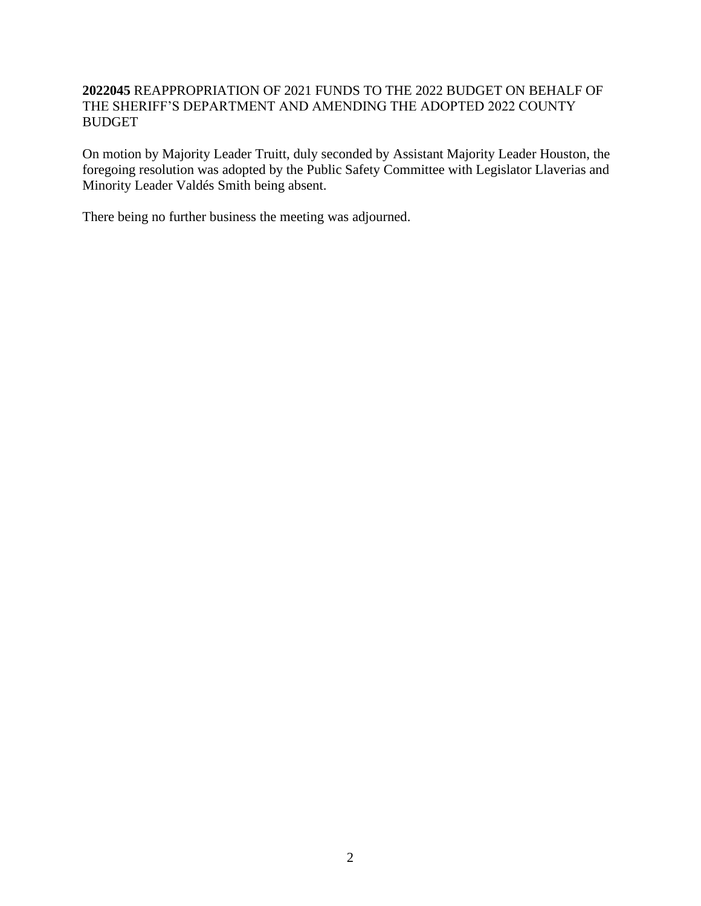**2022045** REAPPROPRIATION OF 2021 FUNDS TO THE 2022 BUDGET ON BEHALF OF THE SHERIFF'S DEPARTMENT AND AMENDING THE ADOPTED 2022 COUNTY BUDGET

On motion by Majority Leader Truitt, duly seconded by Assistant Majority Leader Houston, the foregoing resolution was adopted by the Public Safety Committee with Legislator Llaverias and Minority Leader Valdés Smith being absent.

There being no further business the meeting was adjourned.